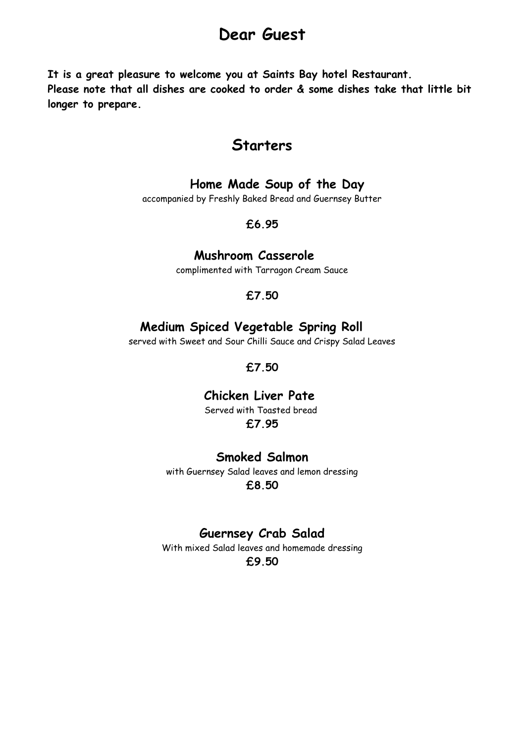# Dear Guest

**It is a great pleasure to welcome you at Saints Bay hotel Restaurant.**
**Please note that all dishes are cooked to order & some dishes take that little bit longer to prepare.**

## Starters

### Home Made Soup of the Day

accompanied by Freshly Baked Bread and Guernsey Butter

**£6.95**

### Mushroom Casserole

complimented with Tarragon Cream Sauce

**£7.50**

### Medium Spiced Vegetable Spring Roll

served with Sweet and Sour Chilli Sauce and Crispy Salad Leaves

**£7.50**

### Chicken Liver Pate

Served with Toasted bread

**£7.95**

### Smoked Salmon

with Guernsey Salad leaves and lemon dressing

**£8.50**

### Guernsey Crab Salad

With mixed Salad leaves and homemade dressing

**£9.50**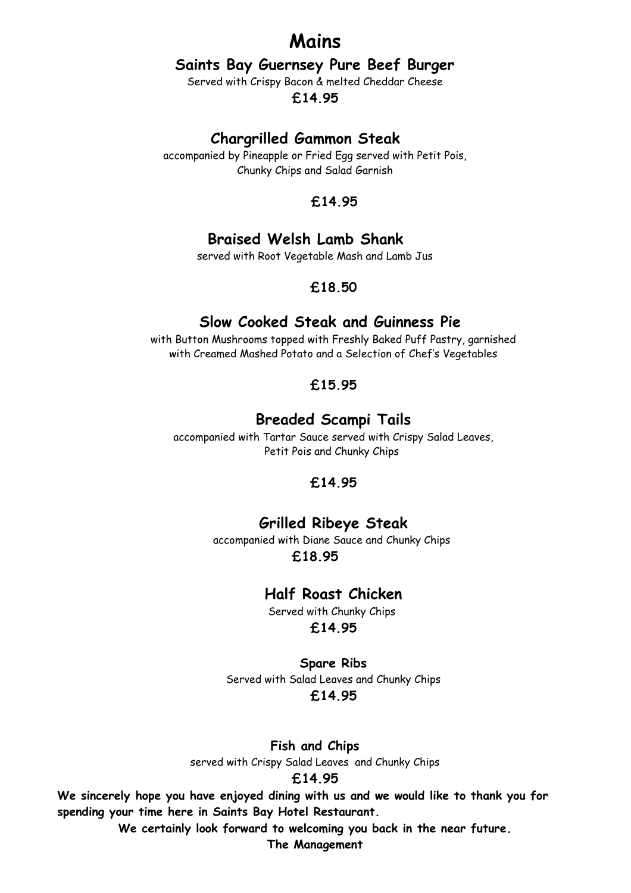# Mains

## Saints Bay Guernsey Pure Beef Burger

Served with Crispy Bacon & melted Cheddar Cheese

**£14.95**

## Chargrilled Gammon Steak

accompanied by Pineapple or Fried Egg served with Petit Pois, Chunky Chips and Salad Garnish

**£14.95**

## Braised Welsh Lamb Shank

served with Root Vegetable Mash and Lamb Jus

**£18.50**

## Slow Cooked Steak and Guinness Pie

with Button Mushrooms topped with Freshly Baked Puff Pastry, garnished with Creamed Mashed Potato and a Selection of Chef's Vegetables

**£15.95**

## Breaded Scampi Tails

accompanied with Tartar Sauce served with Crispy Salad Leaves, Petit Pois and Chunky Chips

**£14.95**

## Grilled Ribeye Steak

accompanied with Diane Sauce and Chunky Chips

**£18.95**

## Half Roast Chicken

Served with Chunky Chips

**£14.95**

**Spare Ribs**

Served with Salad Leaves and Chunky Chips

**£14.95**

**Fish and Chips**

served with Crispy Salad Leaves and Chunky Chips

**£14.95**

**We sincerely hope you have enjoyed dining with us and we would like to thank you for spending your time here in Saints Bay Hotel Restaurant.**

**We certainly look forward to welcoming you back in the near future.**

**The Management**